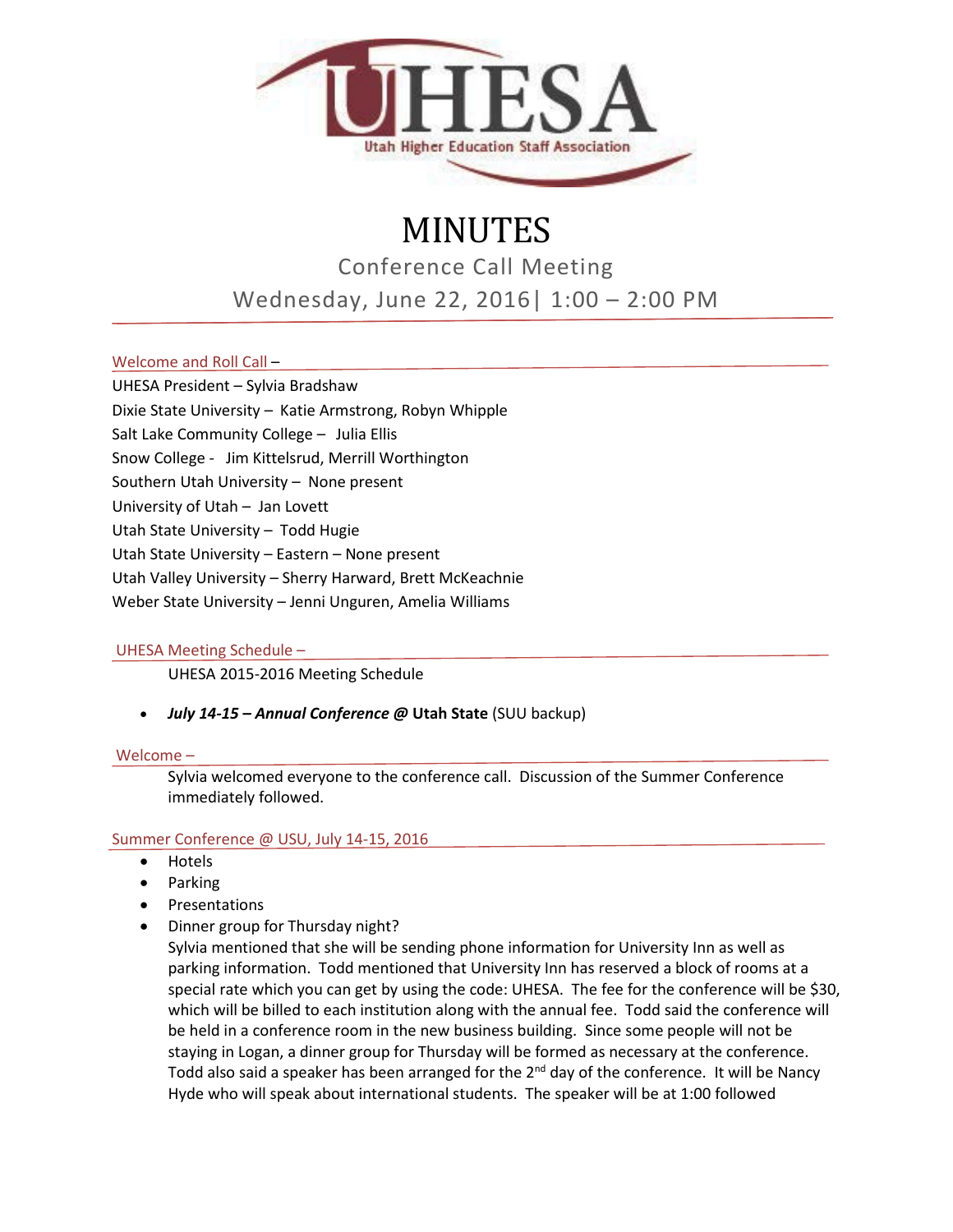UHESA
Utah Higher Education Staff Association

# MINUTES

## Conference Call Meeting

## Wednesday, June 22, 2016| 1:00 – 2:00 PM

### Welcome and Roll Call –

UHESA President – Sylvia Bradshaw
Dixie State University – Katie Armstrong, Robyn Whipple
Salt Lake Community College – Julia Ellis
Snow College - Jim Kittelsrud, Merrill Worthington
Southern Utah University – None present
University of Utah – Jan Lovett
Utah State University – Todd Hugie
Utah State University – Eastern – None present
Utah Valley University – Sherry Harward, Brett McKeachnie
Weber State University – Jenni Unguren, Amelia Williams

### UHESA Meeting Schedule –

UHESA 2015-2016 Meeting Schedule

- ***July 14-15 – Annual Conference @*** **Utah State** (SUU backup)

### Welcome –

Sylvia welcomed everyone to the conference call. Discussion of the Summer Conference immediately followed.

### Summer Conference @ USU, July 14-15, 2016

- Hotels
- Parking
- Presentations
- Dinner group for Thursday night?

Sylvia mentioned that she will be sending phone information for University Inn as well as parking information. Todd mentioned that University Inn has reserved a block of rooms at a special rate which you can get by using the code: UHESA. The fee for the conference will be $30, which will be billed to each institution along with the annual fee. Todd said the conference will be held in a conference room in the new business building. Since some people will not be staying in Logan, a dinner group for Thursday will be formed as necessary at the conference. Todd also said a speaker has been arranged for the 2nd day of the conference. It will be Nancy Hyde who will speak about international students. The speaker will be at 1:00 followed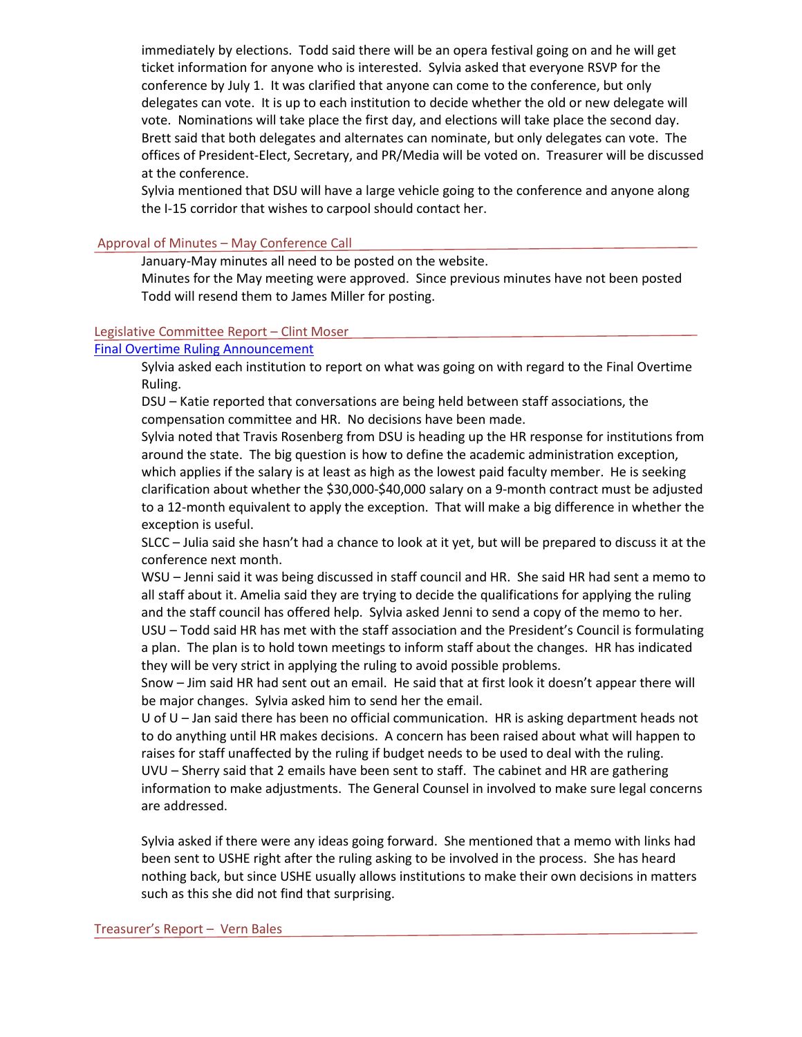immediately by elections. Todd said there will be an opera festival going on and he will get ticket information for anyone who is interested. Sylvia asked that everyone RSVP for the conference by July 1. It was clarified that anyone can come to the conference, but only delegates can vote. It is up to each institution to decide whether the old or new delegate will vote. Nominations will take place the first day, and elections will take place the second day. Brett said that both delegates and alternates can nominate, but only delegates can vote. The offices of President-Elect, Secretary, and PR/Media will be voted on. Treasurer will be discussed at the conference.

Sylvia mentioned that DSU will have a large vehicle going to the conference and anyone along the I-15 corridor that wishes to carpool should contact her.

## Approval of Minutes – May Conference Call

January-May minutes all need to be posted on the website.

Minutes for the May meeting were approved. Since previous minutes have not been posted Todd will resend them to James Miller for posting.

## Legislative Committee Report – Clint Moser

### Final Overtime Ruling Announcement

Sylvia asked each institution to report on what was going on with regard to the Final Overtime Ruling.

DSU – Katie reported that conversations are being held between staff associations, the compensation committee and HR. No decisions have been made.

Sylvia noted that Travis Rosenberg from DSU is heading up the HR response for institutions from around the state. The big question is how to define the academic administration exception, which applies if the salary is at least as high as the lowest paid faculty member. He is seeking clarification about whether the $30,000-$40,000 salary on a 9-month contract must be adjusted to a 12-month equivalent to apply the exception. That will make a big difference in whether the exception is useful.

SLCC – Julia said she hasn't had a chance to look at it yet, but will be prepared to discuss it at the conference next month.

WSU – Jenni said it was being discussed in staff council and HR. She said HR had sent a memo to all staff about it. Amelia said they are trying to decide the qualifications for applying the ruling and the staff council has offered help. Sylvia asked Jenni to send a copy of the memo to her.

USU – Todd said HR has met with the staff association and the President's Council is formulating a plan. The plan is to hold town meetings to inform staff about the changes. HR has indicated they will be very strict in applying the ruling to avoid possible problems.

Snow – Jim said HR had sent out an email. He said that at first look it doesn't appear there will be major changes. Sylvia asked him to send her the email.

U of U – Jan said there has been no official communication. HR is asking department heads not to do anything until HR makes decisions. A concern has been raised about what will happen to raises for staff unaffected by the ruling if budget needs to be used to deal with the ruling.

UVU – Sherry said that 2 emails have been sent to staff. The cabinet and HR are gathering information to make adjustments. The General Counsel in involved to make sure legal concerns are addressed.

Sylvia asked if there were any ideas going forward. She mentioned that a memo with links had been sent to USHE right after the ruling asking to be involved in the process. She has heard nothing back, but since USHE usually allows institutions to make their own decisions in matters such as this she did not find that surprising.

## Treasurer's Report – Vern Bales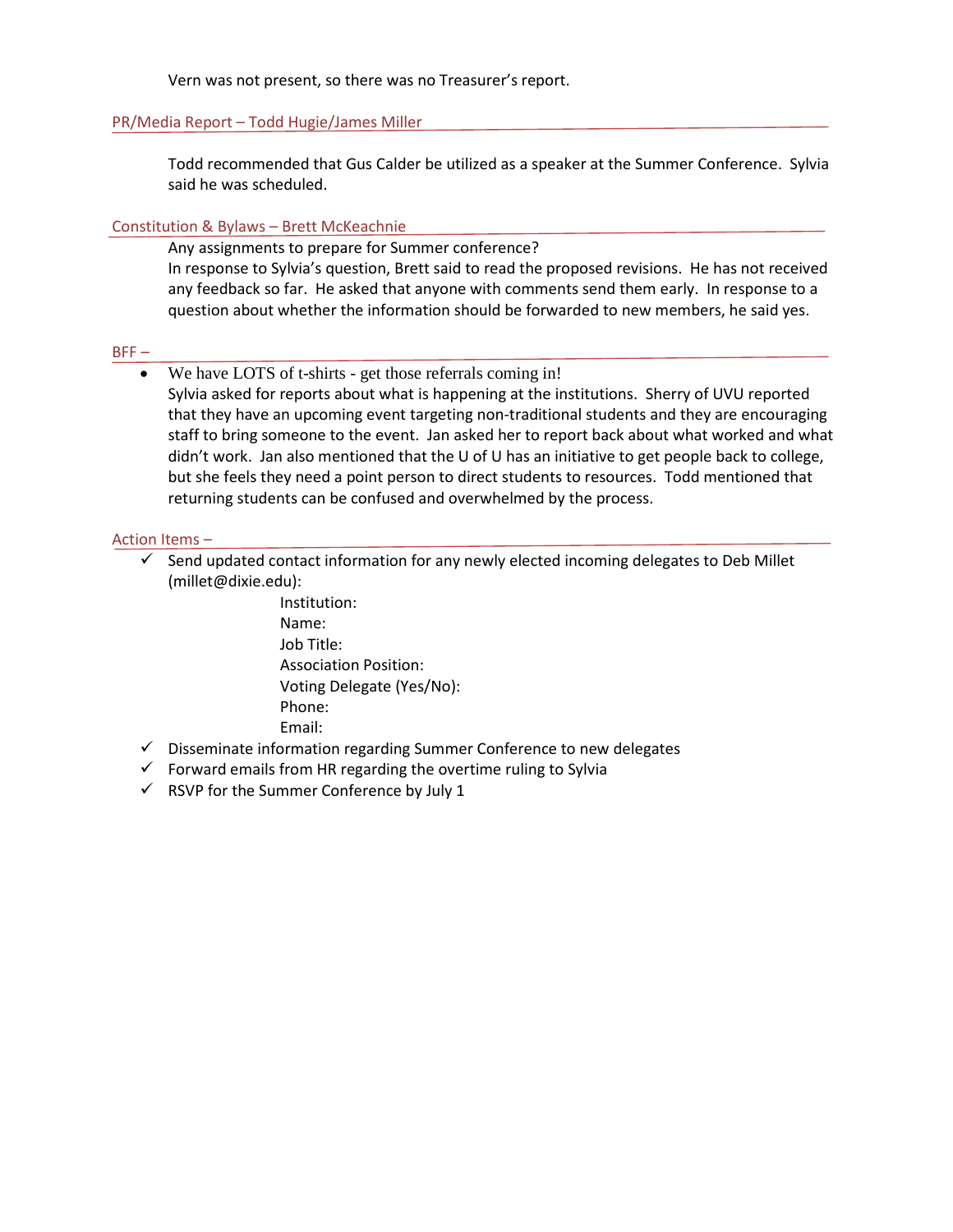Vern was not present, so there was no Treasurer's report.

## PR/Media Report – Todd Hugie/James Miller

Todd recommended that Gus Calder be utilized as a speaker at the Summer Conference. Sylvia said he was scheduled.

## Constitution & Bylaws – Brett McKeachnie

Any assignments to prepare for Summer conference?
In response to Sylvia's question, Brett said to read the proposed revisions. He has not received any feedback so far. He asked that anyone with comments send them early. In response to a question about whether the information should be forwarded to new members, he said yes.

## BFF –

- We have LOTS of t-shirts - get those referrals coming in!
  Sylvia asked for reports about what is happening at the institutions. Sherry of UVU reported that they have an upcoming event targeting non-traditional students and they are encouraging staff to bring someone to the event. Jan asked her to report back about what worked and what didn't work. Jan also mentioned that the U of U has an initiative to get people back to college, but she feels they need a point person to direct students to resources. Todd mentioned that returning students can be confused and overwhelmed by the process.

## Action Items –

- ✓ Send updated contact information for any newly elected incoming delegates to Deb Millet (millet@dixie.edu):

  Institution:
  Name:
  Job Title:
  Association Position:
  Voting Delegate (Yes/No):
  Phone:
  Email:
- ✓ Disseminate information regarding Summer Conference to new delegates
- ✓ Forward emails from HR regarding the overtime ruling to Sylvia
- ✓ RSVP for the Summer Conference by July 1